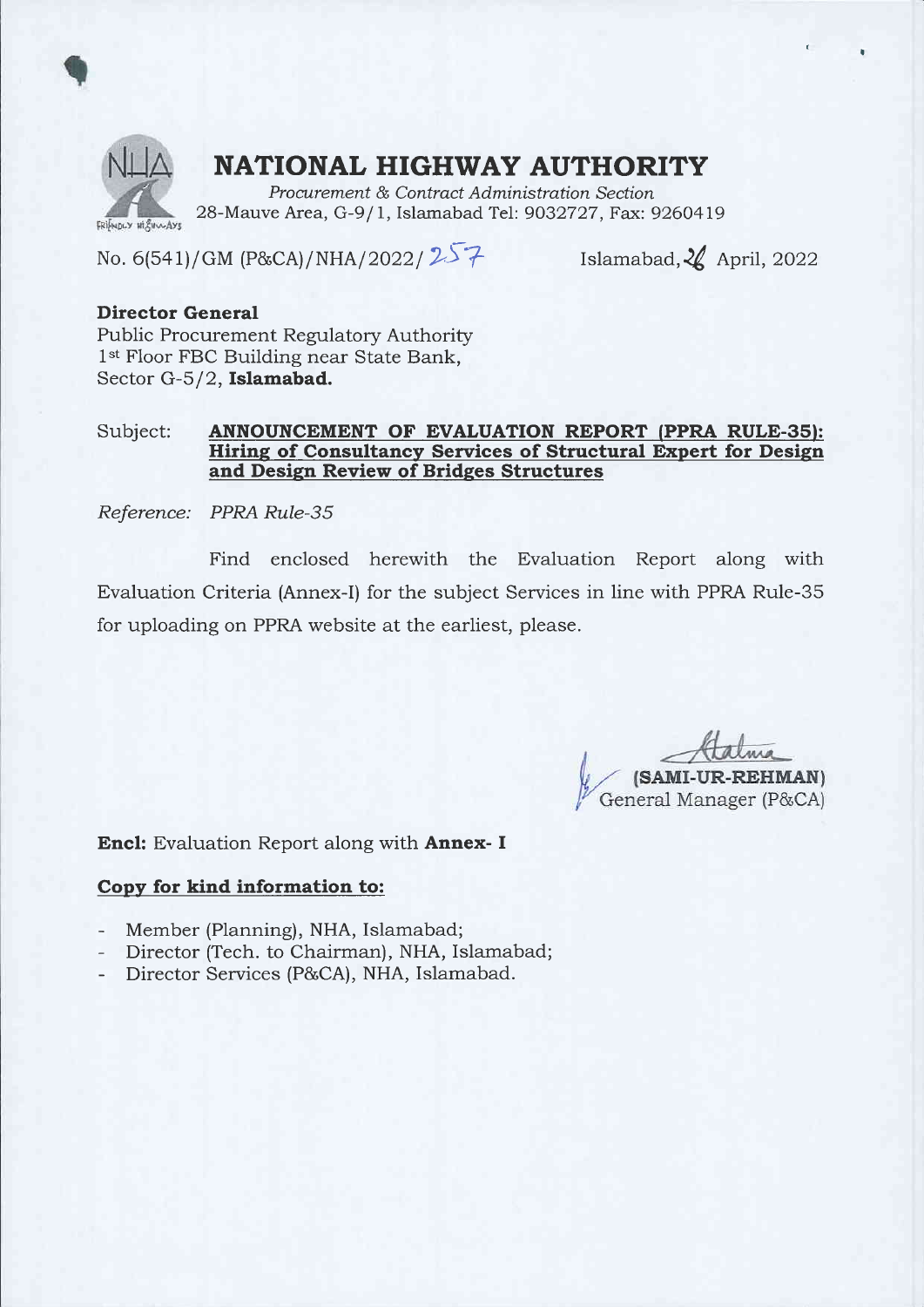# NATIONAL HIGHWAY AUTHORITY

*Procurement & Contract Administration Section*
28-Mauve Area, G-9/1, Islamabad Tel: 9032727, Fax: 9260419

No. 6(541)/GM (P&CA)/NHA/2022/ 257 Islamabad, 26 April, 2022

**Director General**
Public Procurement Regulatory Authority
1st Floor FBC Building near State Bank,
Sector G-5/2, **Islamabad.**

Subject: **ANNOUNCEMENT OF EVALUATION REPORT (PPRA RULE-35): Hiring of Consultancy Services of Structural Expert for Design and Design Review of Bridges Structures**

*Reference: PPRA Rule-35*

Find enclosed herewith the Evaluation Report along with Evaluation Criteria (Annex-I) for the subject Services in line with PPRA Rule-35 for uploading on PPRA website at the earliest, please.

**(SAMI-UR-REHMAN)**
General Manager (P&CA)

**Encl:** Evaluation Report along with **Annex- I**

**Copy for kind information to:**

- Member (Planning), NHA, Islamabad;
- Director (Tech. to Chairman), NHA, Islamabad;
- Director Services (P&CA), NHA, Islamabad.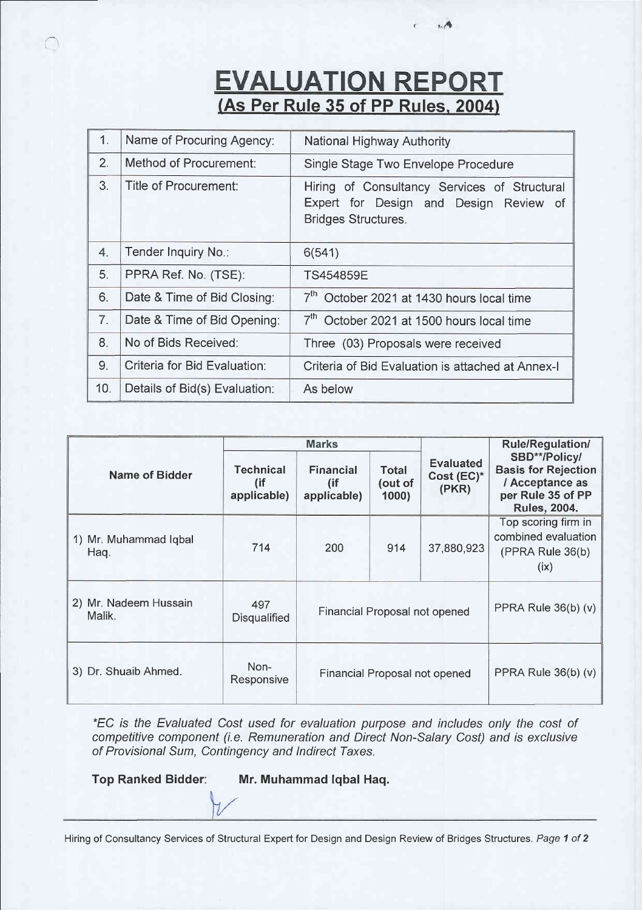# EVALUATION REPORT

## (As Per Rule 35 of PP Rules, 2004)

| 1. | Name of Procuring Agency: | National Highway Authority |
|---|---|---|
| 2. | Method of Procurement: | Single Stage Two Envelope Procedure |
| 3. | Title of Procurement: | Hiring of Consultancy Services of Structural Expert for Design and Design Review of Bridges Structures. |
| 4. | Tender Inquiry No.: | 6(541) |
| 5. | PPRA Ref. No. (TSE): | TS454859E |
| 6. | Date & Time of Bid Closing: | 7th October 2021 at 1430 hours local time |
| 7. | Date & Time of Bid Opening: | 7th October 2021 at 1500 hours local time |
| 8. | No of Bids Received: | Three (03) Proposals were received |
| 9. | Criteria for Bid Evaluation: | Criteria of Bid Evaluation is attached at Annex-I |
| 10. | Details of Bid(s) Evaluation: | As below |

| Name of Bidder | Marks | | | Evaluated Cost (EC)* (PKR) | Rule/Regulation/ SBD**/Policy/ Basis for Rejection / Acceptance as per Rule 35 of PP Rules, 2004. |
|---|---|---|---|---|---|
| | Technical (if applicable) | Financial (if applicable) | Total (out of 1000) | | |
| 1) Mr. Muhammad Iqbal Haq. | 714 | 200 | 914 | 37,880,923 | Top scoring firm in combined evaluation (PPRA Rule 36(b) (ix) |
| 2) Mr. Nadeem Hussain Malik. | 497 Disqualified | Financial Proposal not opened | | | PPRA Rule 36(b) (v) |
| 3) Dr. Shuaib Ahmed. | Non-Responsive | Financial Proposal not opened | | | PPRA Rule 36(b) (v) |

*\*EC is the Evaluated Cost used for evaluation purpose and includes only the cost of competitive component (i.e. Remuneration and Direct Non-Salary Cost) and is exclusive of Provisional Sum, Contingency and Indirect Taxes.*

**Top Ranked Bidder:** **Mr. Muhammad Iqbal Haq.**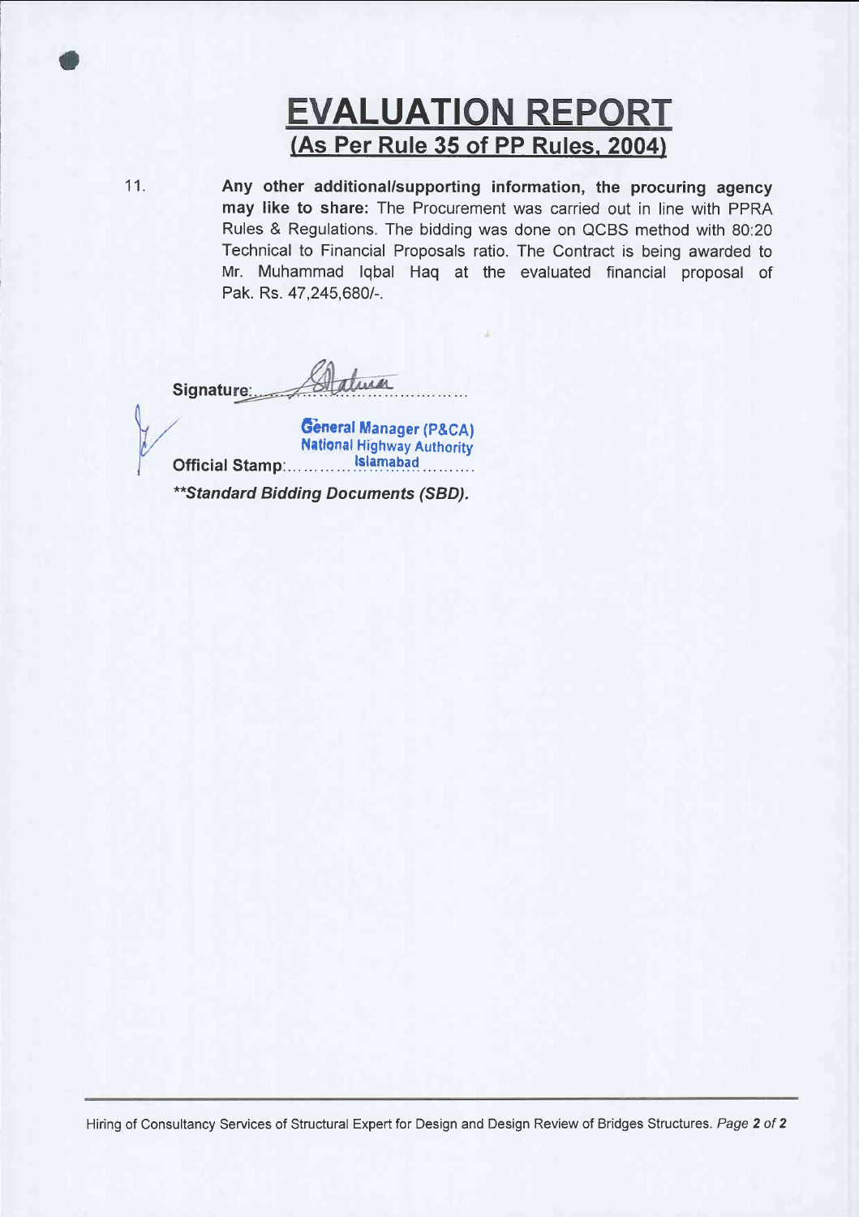# EVALUATION REPORT
## (As Per Rule 35 of PP Rules, 2004)

11. **Any other additional/supporting information, the procuring agency may like to share:** The Procurement was carried out in line with PPRA Rules & Regulations. The bidding was done on QCBS method with 80:20 Technical to Financial Proposals ratio. The Contract is being awarded to Mr. Muhammad Iqbal Haq at the evaluated financial proposal of Pak. Rs. 47,245,680/-.

**Signature:**...................................

General Manager (P&CA)
National Highway Authority
Islamabad

**Official Stamp:**...................................

***\*\*Standard Bidding Documents (SBD).***

Hiring of Consultancy Services of Structural Expert for Design and Design Review of Bridges Structures.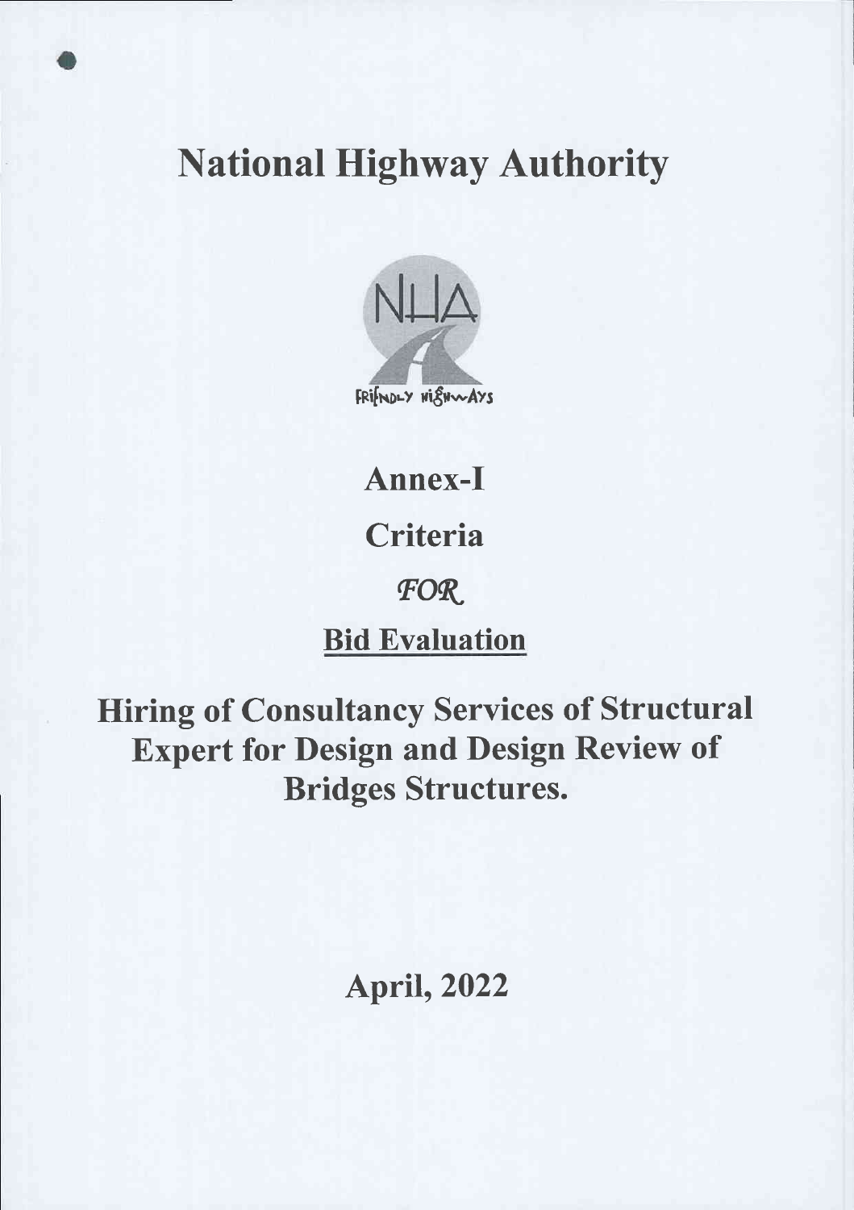# National Highway Authority

FRIENDLY HIGHWAYS

## Annex-I

## Criteria

*FOR*

## <u>Bid Evaluation</u>

## Hiring of Consultancy Services of Structural Expert for Design and Design Review of Bridges Structures.

## April, 2022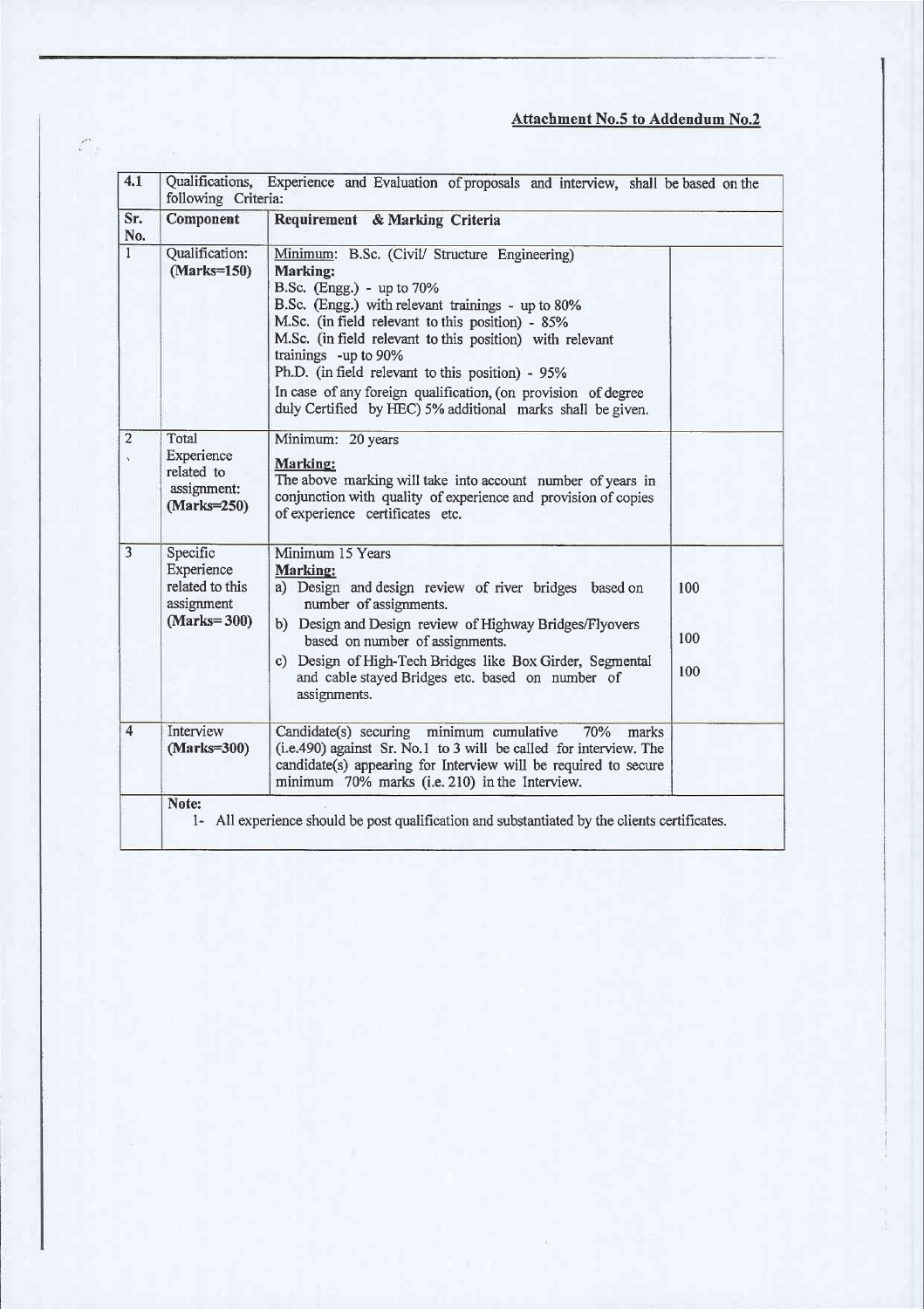**Attachment No.5 to Addendum No.2**

| 4.1 | Qualifications, Experience and Evaluation of proposals and interview, shall be based on the following Criteria: | | |
|---|---|---|---|
| **Sr. No.** | **Component** | **Requirement & Marking Criteria** | |
| 1 | Qualification: **(Marks=150)** | Minimum: B.Sc. (Civil/ Structure Engineering)<br>**Marking:**<br>B.Sc. (Engg.) - up to 70%<br>B.Sc. (Engg.) with relevant trainings - up to 80%<br>M.Sc. (in field relevant to this position) - 85%<br>M.Sc. (in field relevant to this position) with relevant trainings -up to 90%<br>Ph.D. (in field relevant to this position) - 95%<br>In case of any foreign qualification, (on provision of degree duly Certified by HEC) 5% additional marks shall be given. | |
| 2 | Total Experience related to assignment: **(Marks=250)** | Minimum: 20 years<br>**Marking:**<br>The above marking will take into account number of years in conjunction with quality of experience and provision of copies of experience certificates etc. | |
| 3 | Specific Experience related to this assignment **(Marks= 300)** | Minimum 15 Years<br>**Marking:**<br>a) Design and design review of river bridges based on number of assignments.<br>b) Design and Design review of Highway Bridges/Flyovers based on number of assignments.<br>c) Design of High-Tech Bridges like Box Girder, Segmental and cable stayed Bridges etc. based on number of assignments. | 100<br><br>100<br><br>100 |
| 4 | Interview **(Marks=300)** | Candidate(s) securing minimum cumulative 70% marks (i.e.490) against Sr. No.1 to 3 will be called for interview. The candidate(s) appearing for Interview will be required to secure minimum 70% marks (i.e. 210) in the Interview. | |
| | **Note:**<br>1- All experience should be post qualification and substantiated by the clients certificates. | | |